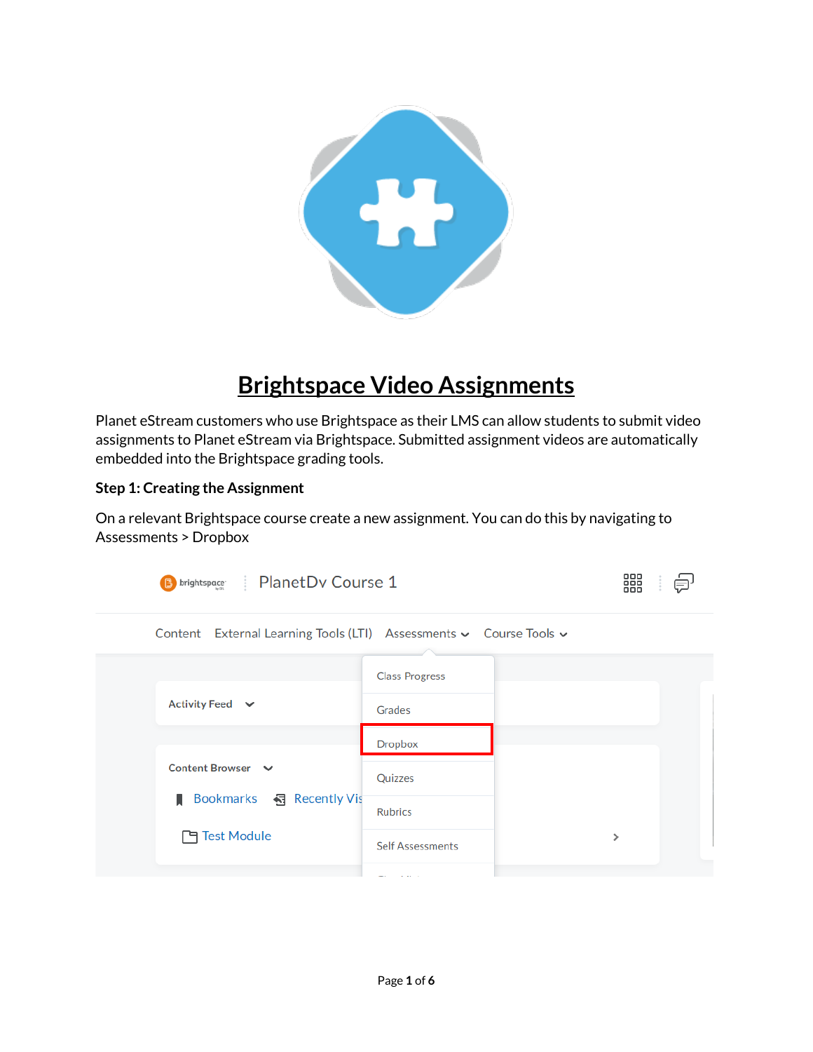# Brightspace Video Assignments

Planet eStream customers who use Brightspace as their LMS can allow students to submit video assignments to Planet eStream via Brightspace. Submitted assignment videos are automatically embedded into the Brightspace grading tools.

**Step 1: Creating the Assignment**

On a relevant Brightspace course create a new assignment. You can do this by navigating to Assessments > Dropbox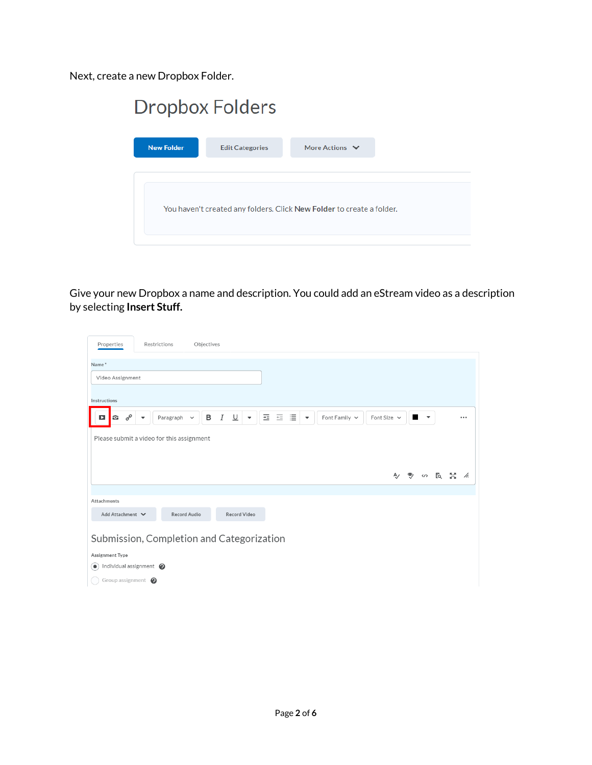Next, create a new Dropbox Folder.

Give your new Dropbox a name and description. You could add an eStream video as a description by selecting **Insert Stuff.**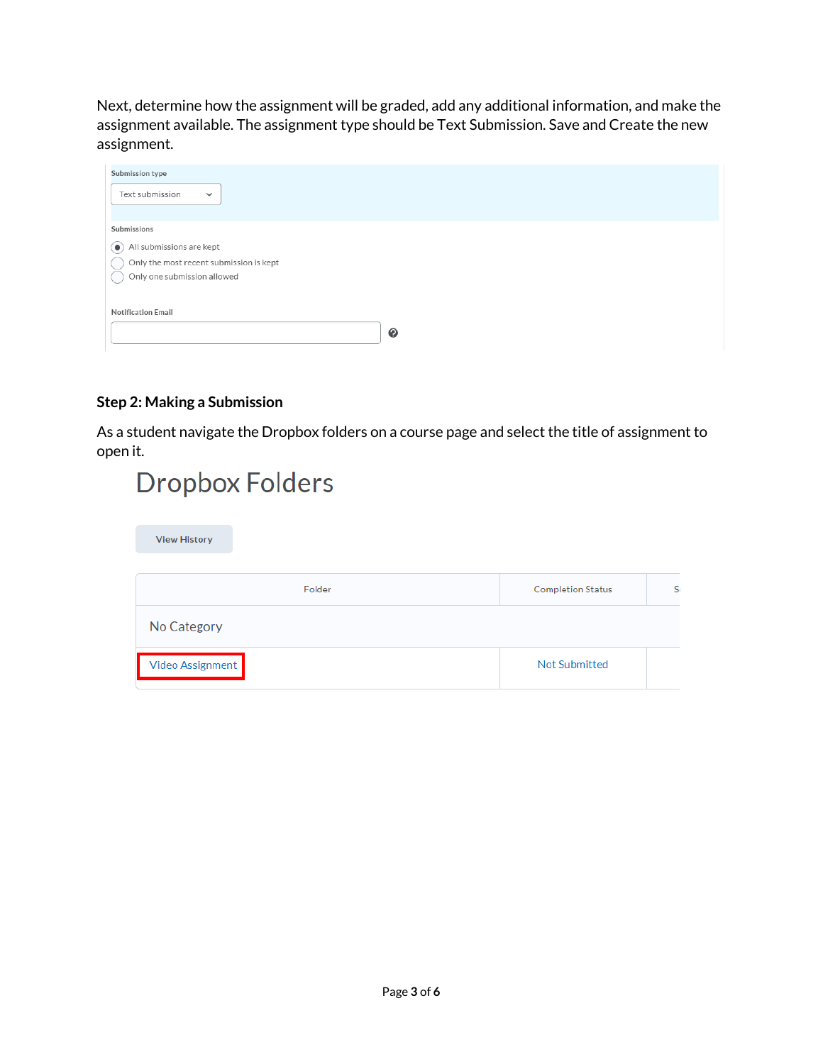Next, determine how the assignment will be graded, add any additional information, and make the assignment available. The assignment type should be Text Submission. Save and Create the new assignment.

Submission type

Text submission

Submissions

- All submissions are kept
- Only the most recent submission is kept
- Only one submission allowed

Notification Email

### Step 2: Making a Submission

As a student navigate the Dropbox folders on a course page and select the title of assignment to open it.

# Dropbox Folders

View History

| Folder | Completion Status | S |
|---|---|---|
| No Category | | |
| Video Assignment | Not Submitted | |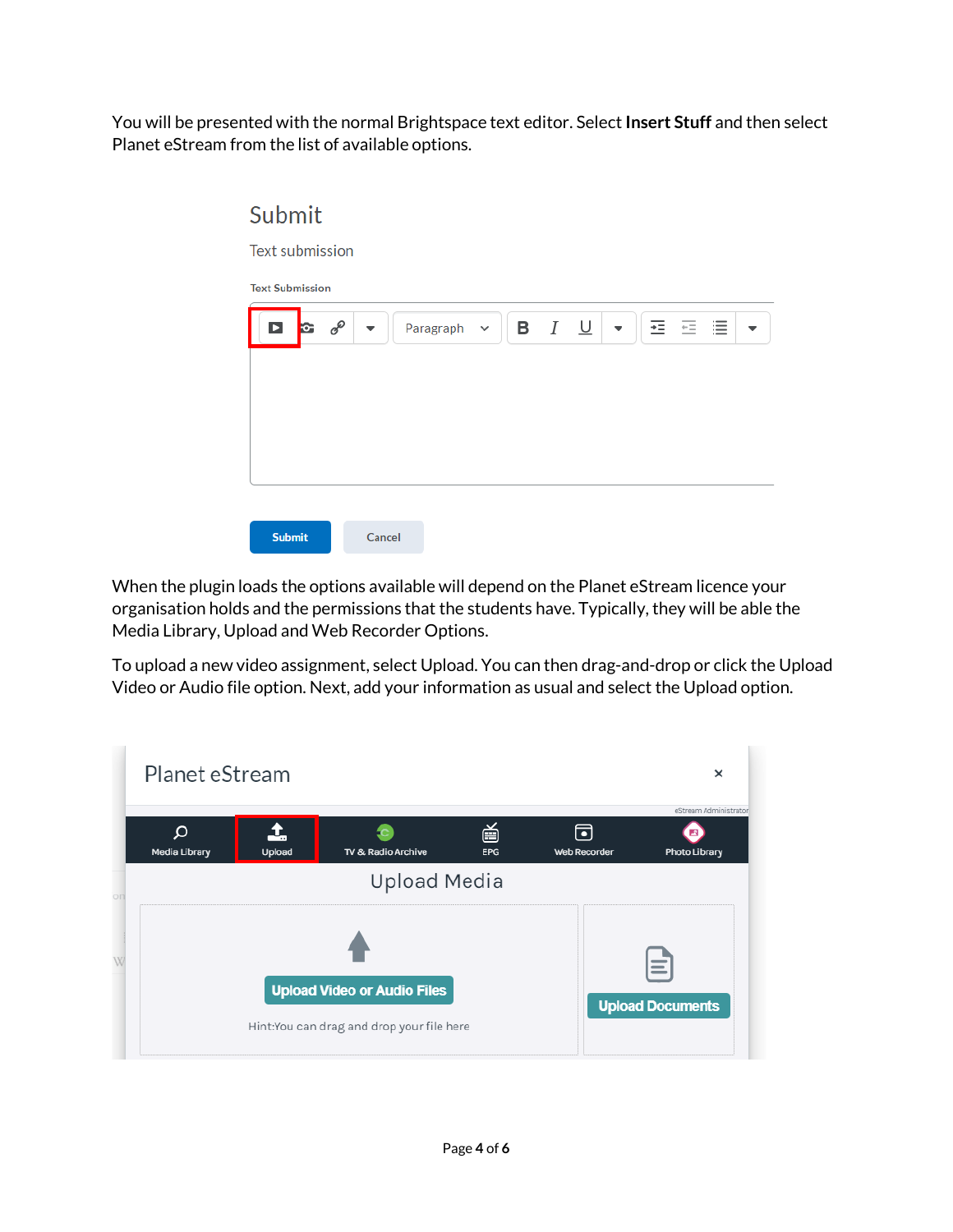You will be presented with the normal Brightspace text editor. Select **Insert Stuff** and then select Planet eStream from the list of available options.

When the plugin loads the options available will depend on the Planet eStream licence your organisation holds and the permissions that the students have. Typically, they will be able the Media Library, Upload and Web Recorder Options.

To upload a new video assignment, select Upload. You can then drag-and-drop or click the Upload Video or Audio file option. Next, add your information as usual and select the Upload option.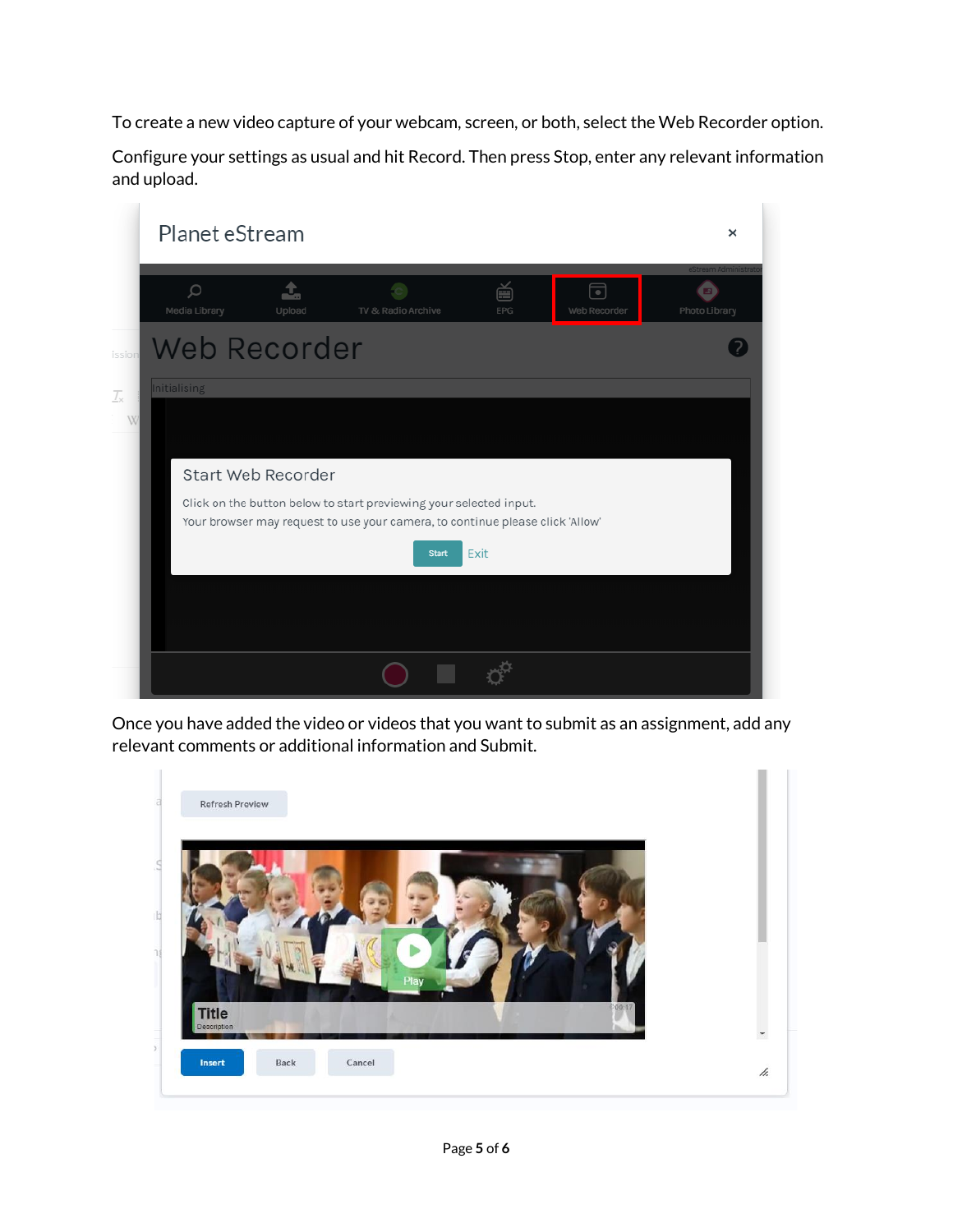To create a new video capture of your webcam, screen, or both, select the Web Recorder option.

Configure your settings as usual and hit Record. Then press Stop, enter any relevant information and upload.

Once you have added the video or videos that you want to submit as an assignment, add any relevant comments or additional information and Submit.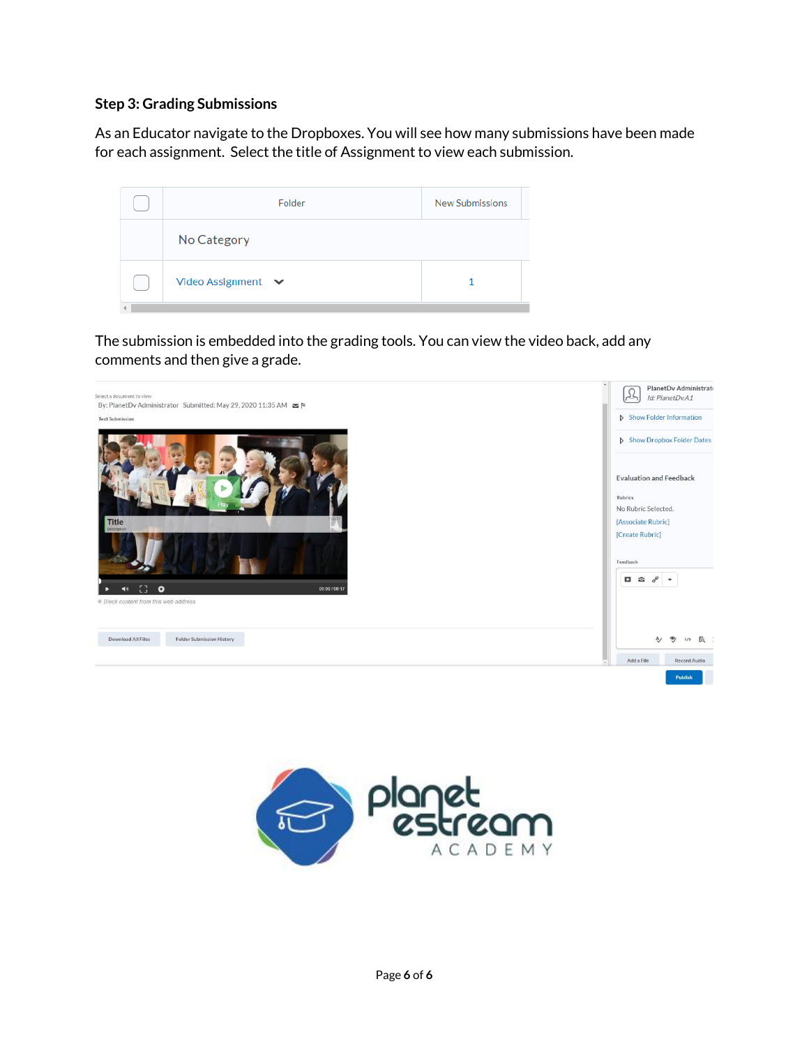### Step 3: Grading Submissions

As an Educator navigate to the Dropboxes. You will see how many submissions have been made for each assignment. Select the title of Assignment to view each submission.

The submission is embedded into the grading tools. You can view the video back, add any comments and then give a grade.